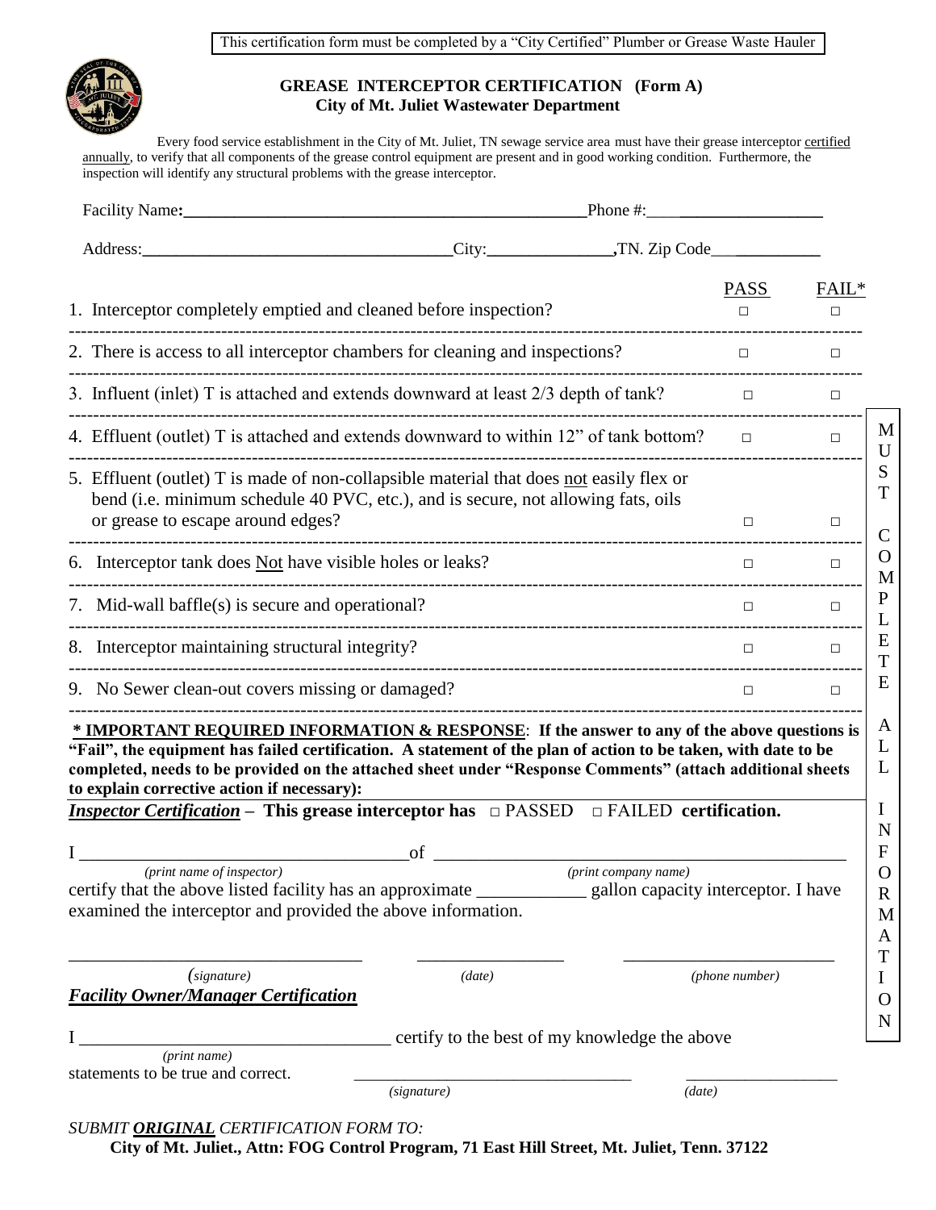This certification form must be completed by a "City Certified" Plumber or Grease Waste Hauler

# GREASE INTERCEPTOR CERTIFICATION (Form A)
## City of Mt. Juliet Wastewater Department

Every food service establishment in the City of Mt. Juliet, TN sewage service area must have their grease interceptor certified annually, to verify that all components of the grease control equipment are present and in good working condition. Furthermore, the inspection will identify any structural problems with the grease interceptor.

Facility Name:__________________________________________ Phone #:__________________

Address:__________________________________ City:______________ ,TN. Zip Code______________

| | PASS | FAIL* |
|---|---|---|
| 1. Interceptor completely emptied and cleaned before inspection? | □ | □ |
| 2. There is access to all interceptor chambers for cleaning and inspections? | □ | □ |
| 3. Influent (inlet) T is attached and extends downward at least 2/3 depth of tank? | □ | □ |
| 4. Effluent (outlet) T is attached and extends downward to within 12" of tank bottom? | □ | □ |
| 5. Effluent (outlet) T is made of non-collapsible material that does not easily flex or bend (i.e. minimum schedule 40 PVC, etc.), and is secure, not allowing fats, oils or grease to escape around edges? | □ | □ |
| 6. Interceptor tank does Not have visible holes or leaks? | □ | □ |
| 7. Mid-wall baffle(s) is secure and operational? | □ | □ |
| 8. Interceptor maintaining structural integrity? | □ | □ |
| 9. No Sewer clean-out covers missing or damaged? | □ | □ |

MUST COMPLETE ALL INFORMATION

**\* IMPORTANT REQUIRED INFORMATION & RESPONSE**: **If the answer to any of the above questions is "Fail", the equipment has failed certification. A statement of the plan of action to be taken, with date to be completed, needs to be provided on the attached sheet under "Response Comments" (attach additional sheets to explain corrective action if necessary):**

***Inspector Certification*** – **This grease interceptor has □ PASSED □ FAILED certification.**

I __________________________________ of __________________________________________
*(print name of inspector)* *(print company name)*

certify that the above listed facility has an approximate ____________ gallon capacity interceptor. I have examined the interceptor and provided the above information.

______________________________ ________________ ________________________
*(signature)* *(date)* *(phone number)*

***Facility Owner/Manager Certification***

I __________________________________ certify to the best of my knowledge the above
*(print name)*

statements to be true and correct. ________________________________ __________________
*(signature)* *(date)*

*SUBMIT **ORIGINAL** CERTIFICATION FORM TO:*

**City of Mt. Juliet., Attn: FOG Control Program, 71 East Hill Street, Mt. Juliet, Tenn. 37122**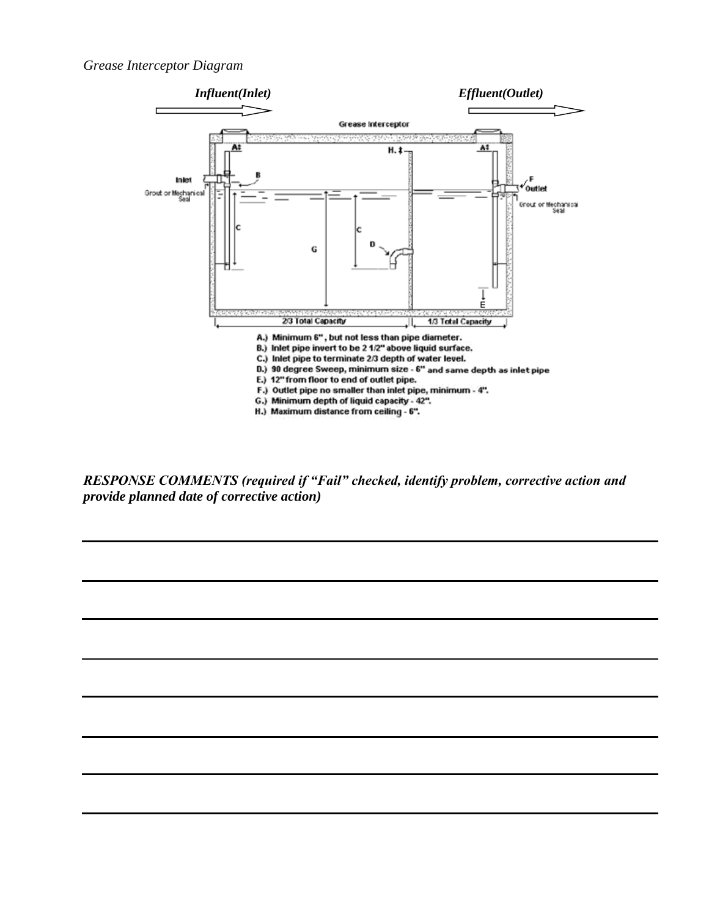*Grease Interceptor Diagram*

*Influent(Inlet)*

*Effluent(Outlet)*

Grease Interceptor

A‡

H. ‡

A‡

Inlet

Grout or Mechanical Seal

B

F

Outlet

Grout or Mechanical Seal

C

C

G

D

E

2/3 Total Capacity

1/3 Total Capacity

A.) Minimum 6", but not less than pipe diameter.
B.) Inlet pipe invert to be 2 1/2" above liquid surface.
C.) Inlet pipe to terminate 2/3 depth of water level.
D.) 90 degree Sweep, minimum size - 6" and same depth as inlet pipe
E.) 12" from floor to end of outlet pipe.
F.) Outlet pipe no smaller than inlet pipe, minimum - 4".
G.) Minimum depth of liquid capacity - 42".
H.) Maximum distance from ceiling - 6".

***RESPONSE COMMENTS (required if "Fail" checked, identify problem, corrective action and provide planned date of corrective action)***

---

---

---

---

---

---

---

---